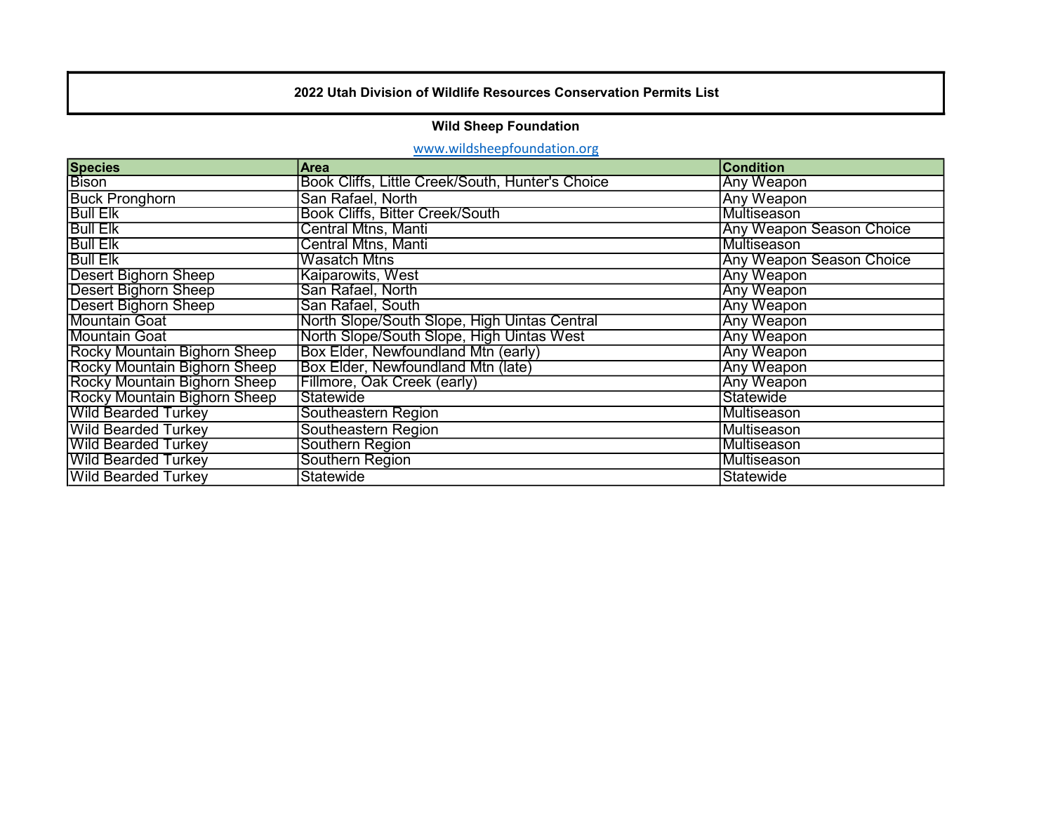# 2022 Utah Division of Wildlife Resources Conservation Permits List

## Wild Sheep Foundation

www.wildsheepfoundation.org

| Species | Area | Condition |
|---|---|---|
| Bison | Book Cliffs, Little Creek/South, Hunter's Choice | Any Weapon |
| Buck Pronghorn | San Rafael, North | Any Weapon |
| Bull Elk | Book Cliffs, Bitter Creek/South | Multiseason |
| Bull Elk | Central Mtns, Manti | Any Weapon Season Choice |
| Bull Elk | Central Mtns, Manti | Multiseason |
| Bull Elk | Wasatch Mtns | Any Weapon Season Choice |
| Desert Bighorn Sheep | Kaiparowits, West | Any Weapon |
| Desert Bighorn Sheep | San Rafael, North | Any Weapon |
| Desert Bighorn Sheep | San Rafael, South | Any Weapon |
| Mountain Goat | North Slope/South Slope, High Uintas Central | Any Weapon |
| Mountain Goat | North Slope/South Slope, High Uintas West | Any Weapon |
| Rocky Mountain Bighorn Sheep | Box Elder, Newfoundland Mtn (early) | Any Weapon |
| Rocky Mountain Bighorn Sheep | Box Elder, Newfoundland Mtn (late) | Any Weapon |
| Rocky Mountain Bighorn Sheep | Fillmore, Oak Creek (early) | Any Weapon |
| Rocky Mountain Bighorn Sheep | Statewide | Statewide |
| Wild Bearded Turkey | Southeastern Region | Multiseason |
| Wild Bearded Turkey | Southeastern Region | Multiseason |
| Wild Bearded Turkey | Southern Region | Multiseason |
| Wild Bearded Turkey | Southern Region | Multiseason |
| Wild Bearded Turkey | Statewide | Statewide |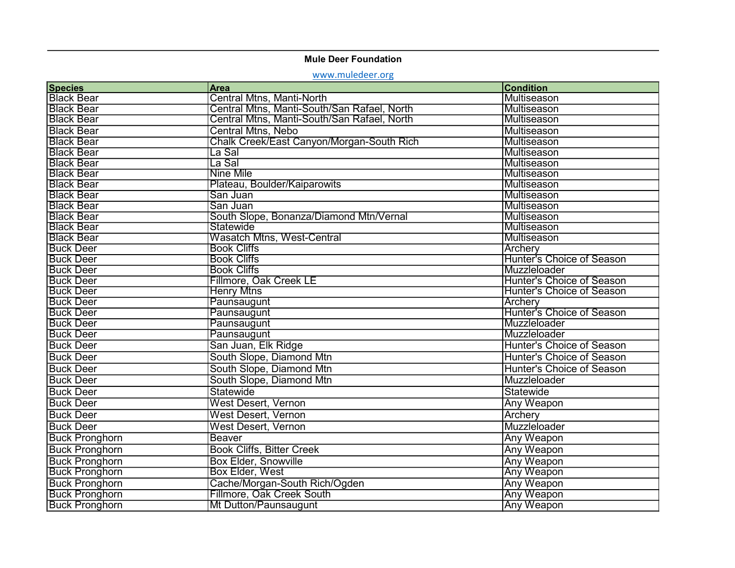**Mule Deer Foundation**

www.muledeer.org

| Species | Area | Condition |
|---|---|---|
| Black Bear | Central Mtns, Manti-North | Multiseason |
| Black Bear | Central Mtns, Manti-South/San Rafael, North | Multiseason |
| Black Bear | Central Mtns, Manti-South/San Rafael, North | Multiseason |
| Black Bear | Central Mtns, Nebo | Multiseason |
| Black Bear | Chalk Creek/East Canyon/Morgan-South Rich | Multiseason |
| Black Bear | La Sal | Multiseason |
| Black Bear | La Sal | Multiseason |
| Black Bear | Nine Mile | Multiseason |
| Black Bear | Plateau, Boulder/Kaiparowits | Multiseason |
| Black Bear | San Juan | Multiseason |
| Black Bear | San Juan | Multiseason |
| Black Bear | South Slope, Bonanza/Diamond Mtn/Vernal | Multiseason |
| Black Bear | Statewide | Multiseason |
| Black Bear | Wasatch Mtns, West-Central | Multiseason |
| Buck Deer | Book Cliffs | Archery |
| Buck Deer | Book Cliffs | Hunter's Choice of Season |
| Buck Deer | Book Cliffs | Muzzleloader |
| Buck Deer | Fillmore, Oak Creek LE | Hunter's Choice of Season |
| Buck Deer | Henry Mtns | Hunter's Choice of Season |
| Buck Deer | Paunsaugunt | Archery |
| Buck Deer | Paunsaugunt | Hunter's Choice of Season |
| Buck Deer | Paunsaugunt | Muzzleloader |
| Buck Deer | Paunsaugunt | Muzzleloader |
| Buck Deer | San Juan, Elk Ridge | Hunter's Choice of Season |
| Buck Deer | South Slope, Diamond Mtn | Hunter's Choice of Season |
| Buck Deer | South Slope, Diamond Mtn | Hunter's Choice of Season |
| Buck Deer | South Slope, Diamond Mtn | Muzzleloader |
| Buck Deer | Statewide | Statewide |
| Buck Deer | West Desert, Vernon | Any Weapon |
| Buck Deer | West Desert, Vernon | Archery |
| Buck Deer | West Desert, Vernon | Muzzleloader |
| Buck Pronghorn | Beaver | Any Weapon |
| Buck Pronghorn | Book Cliffs, Bitter Creek | Any Weapon |
| Buck Pronghorn | Box Elder, Snowville | Any Weapon |
| Buck Pronghorn | Box Elder, West | Any Weapon |
| Buck Pronghorn | Cache/Morgan-South Rich/Ogden | Any Weapon |
| Buck Pronghorn | Fillmore, Oak Creek South | Any Weapon |
| Buck Pronghorn | Mt Dutton/Paunsaugunt | Any Weapon |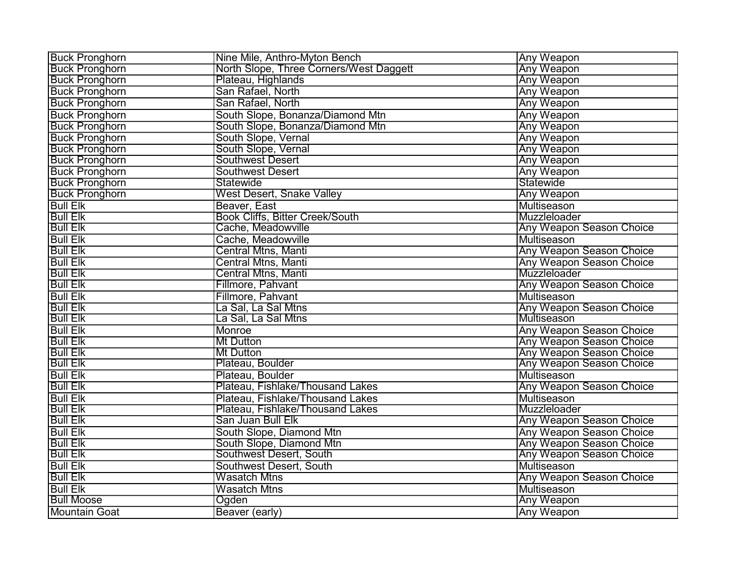| Buck Pronghorn | Nine Mile, Anthro-Myton Bench | Any Weapon |
|---|---|---|
| Buck Pronghorn | North Slope, Three Corners/West Daggett | Any Weapon |
| Buck Pronghorn | Plateau, Highlands | Any Weapon |
| Buck Pronghorn | San Rafael, North | Any Weapon |
| Buck Pronghorn | San Rafael, North | Any Weapon |
| Buck Pronghorn | South Slope, Bonanza/Diamond Mtn | Any Weapon |
| Buck Pronghorn | South Slope, Bonanza/Diamond Mtn | Any Weapon |
| Buck Pronghorn | South Slope, Vernal | Any Weapon |
| Buck Pronghorn | South Slope, Vernal | Any Weapon |
| Buck Pronghorn | Southwest Desert | Any Weapon |
| Buck Pronghorn | Southwest Desert | Any Weapon |
| Buck Pronghorn | Statewide | Statewide |
| Buck Pronghorn | West Desert, Snake Valley | Any Weapon |
| Bull Elk | Beaver, East | Multiseason |
| Bull Elk | Book Cliffs, Bitter Creek/South | Muzzleloader |
| Bull Elk | Cache, Meadowville | Any Weapon Season Choice |
| Bull Elk | Cache, Meadowville | Multiseason |
| Bull Elk | Central Mtns, Manti | Any Weapon Season Choice |
| Bull Elk | Central Mtns, Manti | Any Weapon Season Choice |
| Bull Elk | Central Mtns, Manti | Muzzleloader |
| Bull Elk | Fillmore, Pahvant | Any Weapon Season Choice |
| Bull Elk | Fillmore, Pahvant | Multiseason |
| Bull Elk | La Sal, La Sal Mtns | Any Weapon Season Choice |
| Bull Elk | La Sal, La Sal Mtns | Multiseason |
| Bull Elk | Monroe | Any Weapon Season Choice |
| Bull Elk | Mt Dutton | Any Weapon Season Choice |
| Bull Elk | Mt Dutton | Any Weapon Season Choice |
| Bull Elk | Plateau, Boulder | Any Weapon Season Choice |
| Bull Elk | Plateau, Boulder | Multiseason |
| Bull Elk | Plateau, Fishlake/Thousand Lakes | Any Weapon Season Choice |
| Bull Elk | Plateau, Fishlake/Thousand Lakes | Multiseason |
| Bull Elk | Plateau, Fishlake/Thousand Lakes | Muzzleloader |
| Bull Elk | San Juan Bull Elk | Any Weapon Season Choice |
| Bull Elk | South Slope, Diamond Mtn | Any Weapon Season Choice |
| Bull Elk | South Slope, Diamond Mtn | Any Weapon Season Choice |
| Bull Elk | Southwest Desert, South | Any Weapon Season Choice |
| Bull Elk | Southwest Desert, South | Multiseason |
| Bull Elk | Wasatch Mtns | Any Weapon Season Choice |
| Bull Elk | Wasatch Mtns | Multiseason |
| Bull Moose | Ogden | Any Weapon |
| Mountain Goat | Beaver (early) | Any Weapon |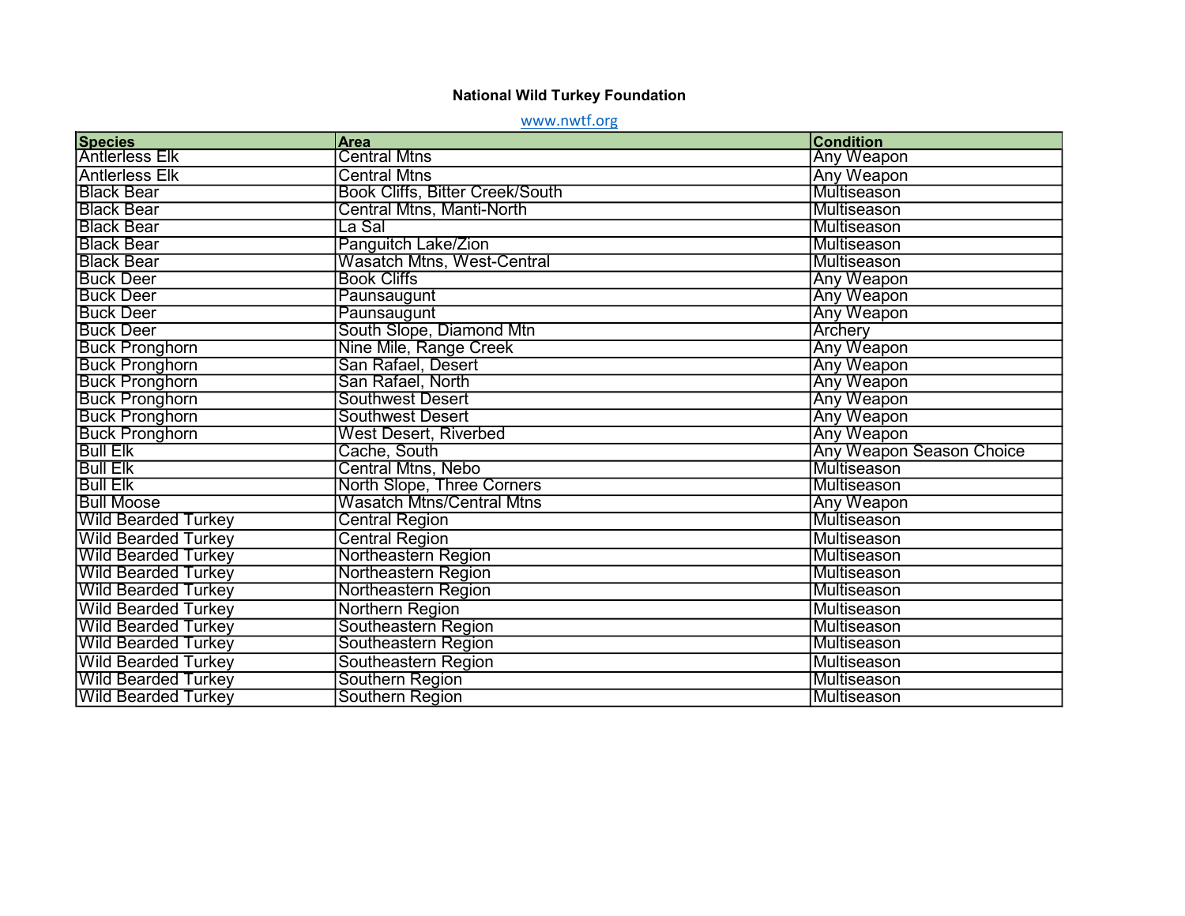**National Wild Turkey Foundation**

www.nwtf.org

| Species | Area | Condition |
|---|---|---|
| Antlerless Elk | Central Mtns | Any Weapon |
| Antlerless Elk | Central Mtns | Any Weapon |
| Black Bear | Book Cliffs, Bitter Creek/South | Multiseason |
| Black Bear | Central Mtns, Manti-North | Multiseason |
| Black Bear | La Sal | Multiseason |
| Black Bear | Panguitch Lake/Zion | Multiseason |
| Black Bear | Wasatch Mtns, West-Central | Multiseason |
| Buck Deer | Book Cliffs | Any Weapon |
| Buck Deer | Paunsaugunt | Any Weapon |
| Buck Deer | Paunsaugunt | Any Weapon |
| Buck Deer | South Slope, Diamond Mtn | Archery |
| Buck Pronghorn | Nine Mile, Range Creek | Any Weapon |
| Buck Pronghorn | San Rafael, Desert | Any Weapon |
| Buck Pronghorn | San Rafael, North | Any Weapon |
| Buck Pronghorn | Southwest Desert | Any Weapon |
| Buck Pronghorn | Southwest Desert | Any Weapon |
| Buck Pronghorn | West Desert, Riverbed | Any Weapon |
| Bull Elk | Cache, South | Any Weapon Season Choice |
| Bull Elk | Central Mtns, Nebo | Multiseason |
| Bull Elk | North Slope, Three Corners | Multiseason |
| Bull Moose | Wasatch Mtns/Central Mtns | Any Weapon |
| Wild Bearded Turkey | Central Region | Multiseason |
| Wild Bearded Turkey | Central Region | Multiseason |
| Wild Bearded Turkey | Northeastern Region | Multiseason |
| Wild Bearded Turkey | Northeastern Region | Multiseason |
| Wild Bearded Turkey | Northeastern Region | Multiseason |
| Wild Bearded Turkey | Northern Region | Multiseason |
| Wild Bearded Turkey | Southeastern Region | Multiseason |
| Wild Bearded Turkey | Southeastern Region | Multiseason |
| Wild Bearded Turkey | Southeastern Region | Multiseason |
| Wild Bearded Turkey | Southern Region | Multiseason |
| Wild Bearded Turkey | Southern Region | Multiseason |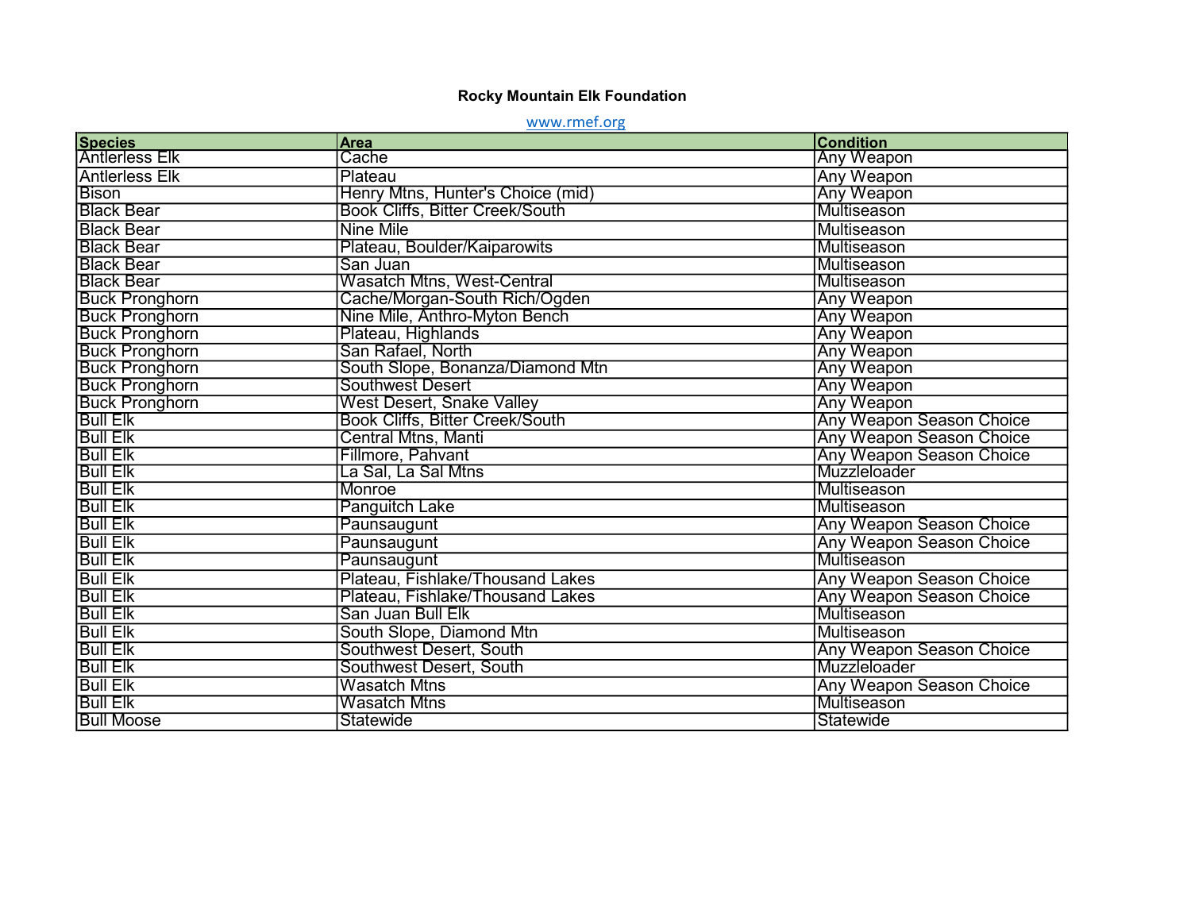**Rocky Mountain Elk Foundation**

www.rmef.org

| Species | Area | Condition |
|---|---|---|
| Antlerless Elk | Cache | Any Weapon |
| Antlerless Elk | Plateau | Any Weapon |
| Bison | Henry Mtns, Hunter's Choice (mid) | Any Weapon |
| Black Bear | Book Cliffs, Bitter Creek/South | Multiseason |
| Black Bear | Nine Mile | Multiseason |
| Black Bear | Plateau, Boulder/Kaiparowits | Multiseason |
| Black Bear | San Juan | Multiseason |
| Black Bear | Wasatch Mtns, West-Central | Multiseason |
| Buck Pronghorn | Cache/Morgan-South Rich/Ogden | Any Weapon |
| Buck Pronghorn | Nine Mile, Anthro-Myton Bench | Any Weapon |
| Buck Pronghorn | Plateau, Highlands | Any Weapon |
| Buck Pronghorn | San Rafael, North | Any Weapon |
| Buck Pronghorn | South Slope, Bonanza/Diamond Mtn | Any Weapon |
| Buck Pronghorn | Southwest Desert | Any Weapon |
| Buck Pronghorn | West Desert, Snake Valley | Any Weapon |
| Bull Elk | Book Cliffs, Bitter Creek/South | Any Weapon Season Choice |
| Bull Elk | Central Mtns, Manti | Any Weapon Season Choice |
| Bull Elk | Fillmore, Pahvant | Any Weapon Season Choice |
| Bull Elk | La Sal, La Sal Mtns | Muzzleloader |
| Bull Elk | Monroe | Multiseason |
| Bull Elk | Panguitch Lake | Multiseason |
| Bull Elk | Paunsaugunt | Any Weapon Season Choice |
| Bull Elk | Paunsaugunt | Any Weapon Season Choice |
| Bull Elk | Paunsaugunt | Multiseason |
| Bull Elk | Plateau, Fishlake/Thousand Lakes | Any Weapon Season Choice |
| Bull Elk | Plateau, Fishlake/Thousand Lakes | Any Weapon Season Choice |
| Bull Elk | San Juan Bull Elk | Multiseason |
| Bull Elk | South Slope, Diamond Mtn | Multiseason |
| Bull Elk | Southwest Desert, South | Any Weapon Season Choice |
| Bull Elk | Southwest Desert, South | Muzzleloader |
| Bull Elk | Wasatch Mtns | Any Weapon Season Choice |
| Bull Elk | Wasatch Mtns | Multiseason |
| Bull Moose | Statewide | Statewide |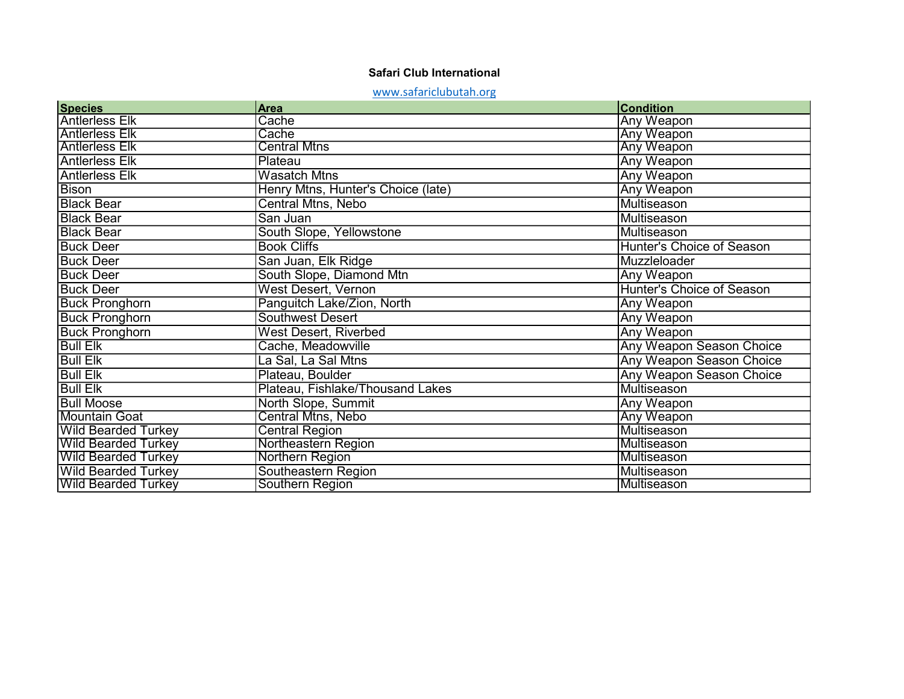**Safari Club International**

www.safariclubutah.org

| Species | Area | Condition |
|---|---|---|
| Antlerless Elk | Cache | Any Weapon |
| Antlerless Elk | Cache | Any Weapon |
| Antlerless Elk | Central Mtns | Any Weapon |
| Antlerless Elk | Plateau | Any Weapon |
| Antlerless Elk | Wasatch Mtns | Any Weapon |
| Bison | Henry Mtns, Hunter's Choice (late) | Any Weapon |
| Black Bear | Central Mtns, Nebo | Multiseason |
| Black Bear | San Juan | Multiseason |
| Black Bear | South Slope, Yellowstone | Multiseason |
| Buck Deer | Book Cliffs | Hunter's Choice of Season |
| Buck Deer | San Juan, Elk Ridge | Muzzleloader |
| Buck Deer | South Slope, Diamond Mtn | Any Weapon |
| Buck Deer | West Desert, Vernon | Hunter's Choice of Season |
| Buck Pronghorn | Panguitch Lake/Zion, North | Any Weapon |
| Buck Pronghorn | Southwest Desert | Any Weapon |
| Buck Pronghorn | West Desert, Riverbed | Any Weapon |
| Bull Elk | Cache, Meadowville | Any Weapon Season Choice |
| Bull Elk | La Sal, La Sal Mtns | Any Weapon Season Choice |
| Bull Elk | Plateau, Boulder | Any Weapon Season Choice |
| Bull Elk | Plateau, Fishlake/Thousand Lakes | Multiseason |
| Bull Moose | North Slope, Summit | Any Weapon |
| Mountain Goat | Central Mtns, Nebo | Any Weapon |
| Wild Bearded Turkey | Central Region | Multiseason |
| Wild Bearded Turkey | Northeastern Region | Multiseason |
| Wild Bearded Turkey | Northern Region | Multiseason |
| Wild Bearded Turkey | Southeastern Region | Multiseason |
| Wild Bearded Turkey | Southern Region | Multiseason |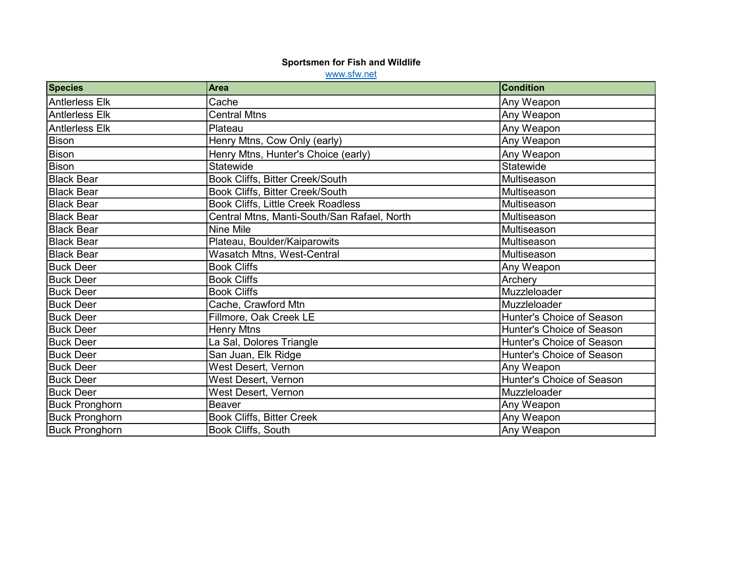**Sportsmen for Fish and Wildlife**

www.sfw.net

| Species | Area | Condition |
|---|---|---|
| Antlerless Elk | Cache | Any Weapon |
| Antlerless Elk | Central Mtns | Any Weapon |
| Antlerless Elk | Plateau | Any Weapon |
| Bison | Henry Mtns, Cow Only (early) | Any Weapon |
| Bison | Henry Mtns, Hunter's Choice (early) | Any Weapon |
| Bison | Statewide | Statewide |
| Black Bear | Book Cliffs, Bitter Creek/South | Multiseason |
| Black Bear | Book Cliffs, Bitter Creek/South | Multiseason |
| Black Bear | Book Cliffs, Little Creek Roadless | Multiseason |
| Black Bear | Central Mtns, Manti-South/San Rafael, North | Multiseason |
| Black Bear | Nine Mile | Multiseason |
| Black Bear | Plateau, Boulder/Kaiparowits | Multiseason |
| Black Bear | Wasatch Mtns, West-Central | Multiseason |
| Buck Deer | Book Cliffs | Any Weapon |
| Buck Deer | Book Cliffs | Archery |
| Buck Deer | Book Cliffs | Muzzleloader |
| Buck Deer | Cache, Crawford Mtn | Muzzleloader |
| Buck Deer | Fillmore, Oak Creek LE | Hunter's Choice of Season |
| Buck Deer | Henry Mtns | Hunter's Choice of Season |
| Buck Deer | La Sal, Dolores Triangle | Hunter's Choice of Season |
| Buck Deer | San Juan, Elk Ridge | Hunter's Choice of Season |
| Buck Deer | West Desert, Vernon | Any Weapon |
| Buck Deer | West Desert, Vernon | Hunter's Choice of Season |
| Buck Deer | West Desert, Vernon | Muzzleloader |
| Buck Pronghorn | Beaver | Any Weapon |
| Buck Pronghorn | Book Cliffs, Bitter Creek | Any Weapon |
| Buck Pronghorn | Book Cliffs, South | Any Weapon |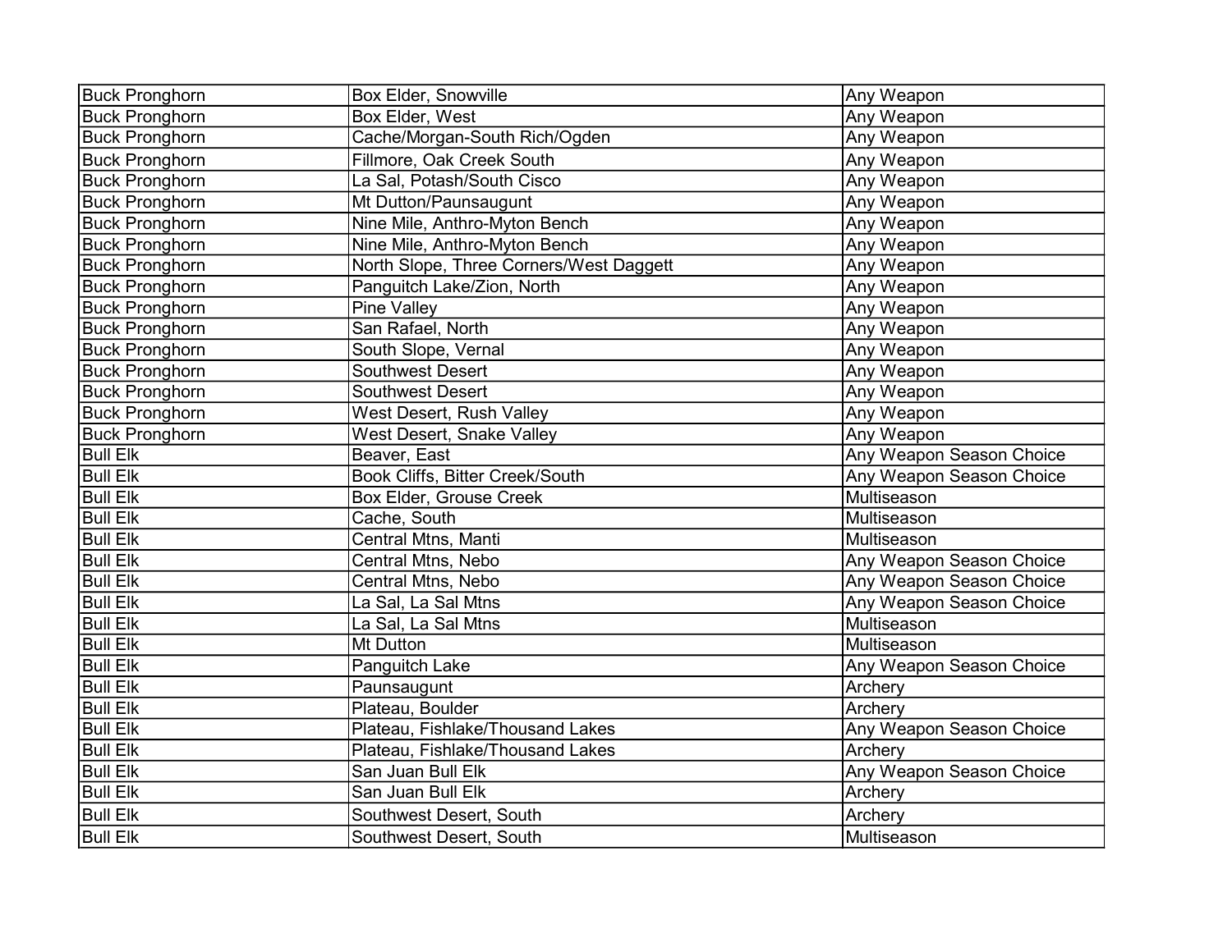| Buck Pronghorn | Box Elder, Snowville | Any Weapon |
|---|---|---|
| Buck Pronghorn | Box Elder, West | Any Weapon |
| Buck Pronghorn | Cache/Morgan-South Rich/Ogden | Any Weapon |
| Buck Pronghorn | Fillmore, Oak Creek South | Any Weapon |
| Buck Pronghorn | La Sal, Potash/South Cisco | Any Weapon |
| Buck Pronghorn | Mt Dutton/Paunsaugunt | Any Weapon |
| Buck Pronghorn | Nine Mile, Anthro-Myton Bench | Any Weapon |
| Buck Pronghorn | Nine Mile, Anthro-Myton Bench | Any Weapon |
| Buck Pronghorn | North Slope, Three Corners/West Daggett | Any Weapon |
| Buck Pronghorn | Panguitch Lake/Zion, North | Any Weapon |
| Buck Pronghorn | Pine Valley | Any Weapon |
| Buck Pronghorn | San Rafael, North | Any Weapon |
| Buck Pronghorn | South Slope, Vernal | Any Weapon |
| Buck Pronghorn | Southwest Desert | Any Weapon |
| Buck Pronghorn | Southwest Desert | Any Weapon |
| Buck Pronghorn | West Desert, Rush Valley | Any Weapon |
| Buck Pronghorn | West Desert, Snake Valley | Any Weapon |
| Bull Elk | Beaver, East | Any Weapon Season Choice |
| Bull Elk | Book Cliffs, Bitter Creek/South | Any Weapon Season Choice |
| Bull Elk | Box Elder, Grouse Creek | Multiseason |
| Bull Elk | Cache, South | Multiseason |
| Bull Elk | Central Mtns, Manti | Multiseason |
| Bull Elk | Central Mtns, Nebo | Any Weapon Season Choice |
| Bull Elk | Central Mtns, Nebo | Any Weapon Season Choice |
| Bull Elk | La Sal, La Sal Mtns | Any Weapon Season Choice |
| Bull Elk | La Sal, La Sal Mtns | Multiseason |
| Bull Elk | Mt Dutton | Multiseason |
| Bull Elk | Panguitch Lake | Any Weapon Season Choice |
| Bull Elk | Paunsaugunt | Archery |
| Bull Elk | Plateau, Boulder | Archery |
| Bull Elk | Plateau, Fishlake/Thousand Lakes | Any Weapon Season Choice |
| Bull Elk | Plateau, Fishlake/Thousand Lakes | Archery |
| Bull Elk | San Juan Bull Elk | Any Weapon Season Choice |
| Bull Elk | San Juan Bull Elk | Archery |
| Bull Elk | Southwest Desert, South | Archery |
| Bull Elk | Southwest Desert, South | Multiseason |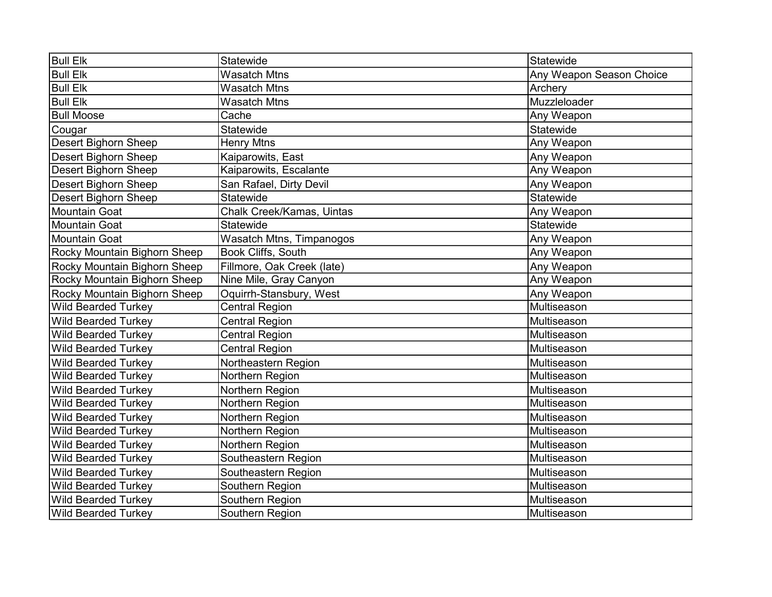| | | |
|---|---|---|
| Bull Elk | Statewide | Statewide |
| Bull Elk | Wasatch Mtns | Any Weapon Season Choice |
| Bull Elk | Wasatch Mtns | Archery |
| Bull Elk | Wasatch Mtns | Muzzleloader |
| Bull Moose | Cache | Any Weapon |
| Cougar | Statewide | Statewide |
| Desert Bighorn Sheep | Henry Mtns | Any Weapon |
| Desert Bighorn Sheep | Kaiparowits, East | Any Weapon |
| Desert Bighorn Sheep | Kaiparowits, Escalante | Any Weapon |
| Desert Bighorn Sheep | San Rafael, Dirty Devil | Any Weapon |
| Desert Bighorn Sheep | Statewide | Statewide |
| Mountain Goat | Chalk Creek/Kamas, Uintas | Any Weapon |
| Mountain Goat | Statewide | Statewide |
| Mountain Goat | Wasatch Mtns, Timpanogos | Any Weapon |
| Rocky Mountain Bighorn Sheep | Book Cliffs, South | Any Weapon |
| Rocky Mountain Bighorn Sheep | Fillmore, Oak Creek (late) | Any Weapon |
| Rocky Mountain Bighorn Sheep | Nine Mile, Gray Canyon | Any Weapon |
| Rocky Mountain Bighorn Sheep | Oquirrh-Stansbury, West | Any Weapon |
| Wild Bearded Turkey | Central Region | Multiseason |
| Wild Bearded Turkey | Central Region | Multiseason |
| Wild Bearded Turkey | Central Region | Multiseason |
| Wild Bearded Turkey | Central Region | Multiseason |
| Wild Bearded Turkey | Northeastern Region | Multiseason |
| Wild Bearded Turkey | Northern Region | Multiseason |
| Wild Bearded Turkey | Northern Region | Multiseason |
| Wild Bearded Turkey | Northern Region | Multiseason |
| Wild Bearded Turkey | Northern Region | Multiseason |
| Wild Bearded Turkey | Northern Region | Multiseason |
| Wild Bearded Turkey | Northern Region | Multiseason |
| Wild Bearded Turkey | Southeastern Region | Multiseason |
| Wild Bearded Turkey | Southeastern Region | Multiseason |
| Wild Bearded Turkey | Southern Region | Multiseason |
| Wild Bearded Turkey | Southern Region | Multiseason |
| Wild Bearded Turkey | Southern Region | Multiseason |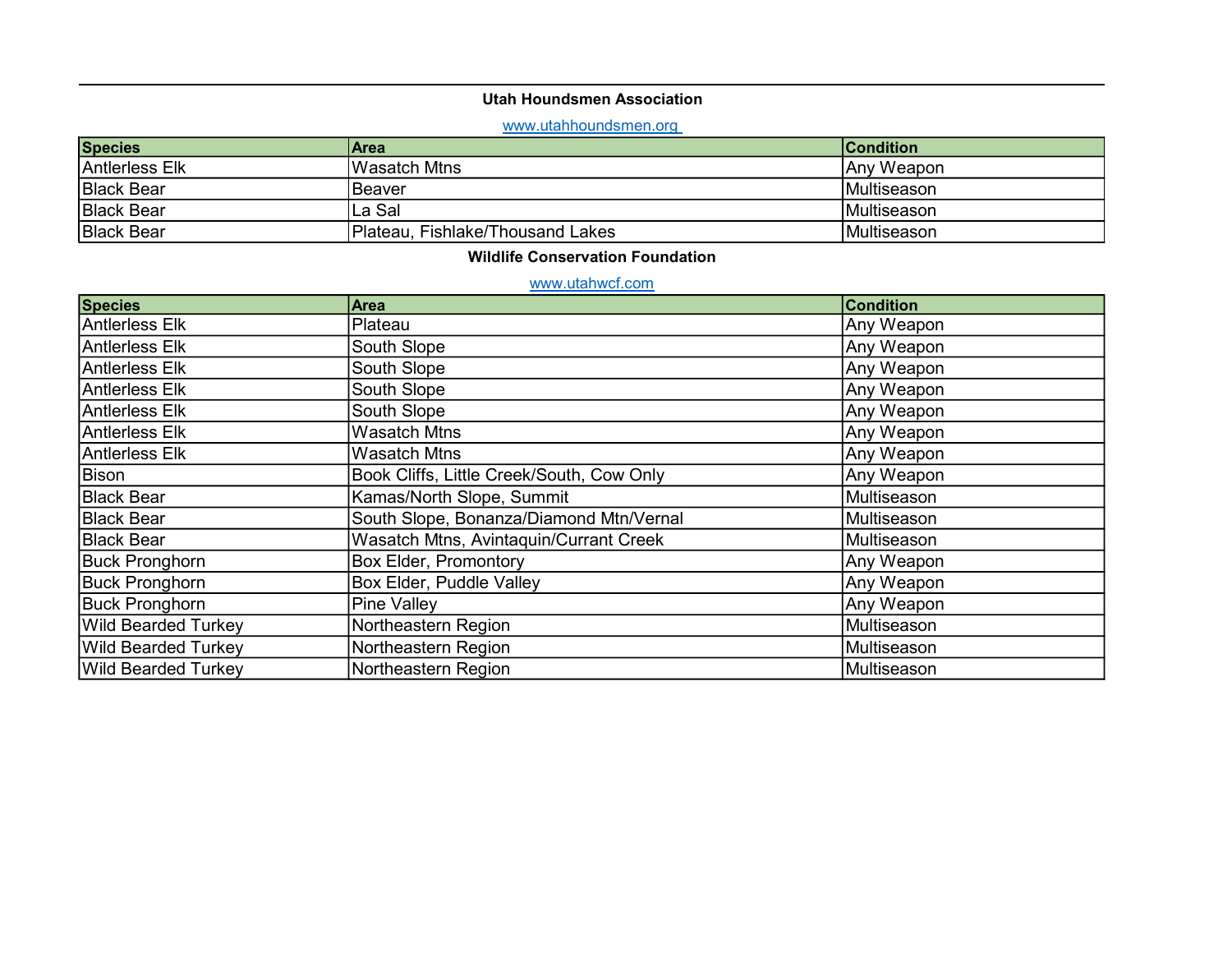**Utah Houndsmen Association**

www.utahhoundsmen.org

| Species | Area | Condition |
|---|---|---|
| Antlerless Elk | Wasatch Mtns | Any Weapon |
| Black Bear | Beaver | Multiseason |
| Black Bear | La Sal | Multiseason |
| Black Bear | Plateau, Fishlake/Thousand Lakes | Multiseason |

**Wildlife Conservation Foundation**

www.utahwcf.com

| Species | Area | Condition |
|---|---|---|
| Antlerless Elk | Plateau | Any Weapon |
| Antlerless Elk | South Slope | Any Weapon |
| Antlerless Elk | South Slope | Any Weapon |
| Antlerless Elk | South Slope | Any Weapon |
| Antlerless Elk | South Slope | Any Weapon |
| Antlerless Elk | Wasatch Mtns | Any Weapon |
| Antlerless Elk | Wasatch Mtns | Any Weapon |
| Bison | Book Cliffs, Little Creek/South, Cow Only | Any Weapon |
| Black Bear | Kamas/North Slope, Summit | Multiseason |
| Black Bear | South Slope, Bonanza/Diamond Mtn/Vernal | Multiseason |
| Black Bear | Wasatch Mtns, Avintaquin/Currant Creek | Multiseason |
| Buck Pronghorn | Box Elder, Promontory | Any Weapon |
| Buck Pronghorn | Box Elder, Puddle Valley | Any Weapon |
| Buck Pronghorn | Pine Valley | Any Weapon |
| Wild Bearded Turkey | Northeastern Region | Multiseason |
| Wild Bearded Turkey | Northeastern Region | Multiseason |
| Wild Bearded Turkey | Northeastern Region | Multiseason |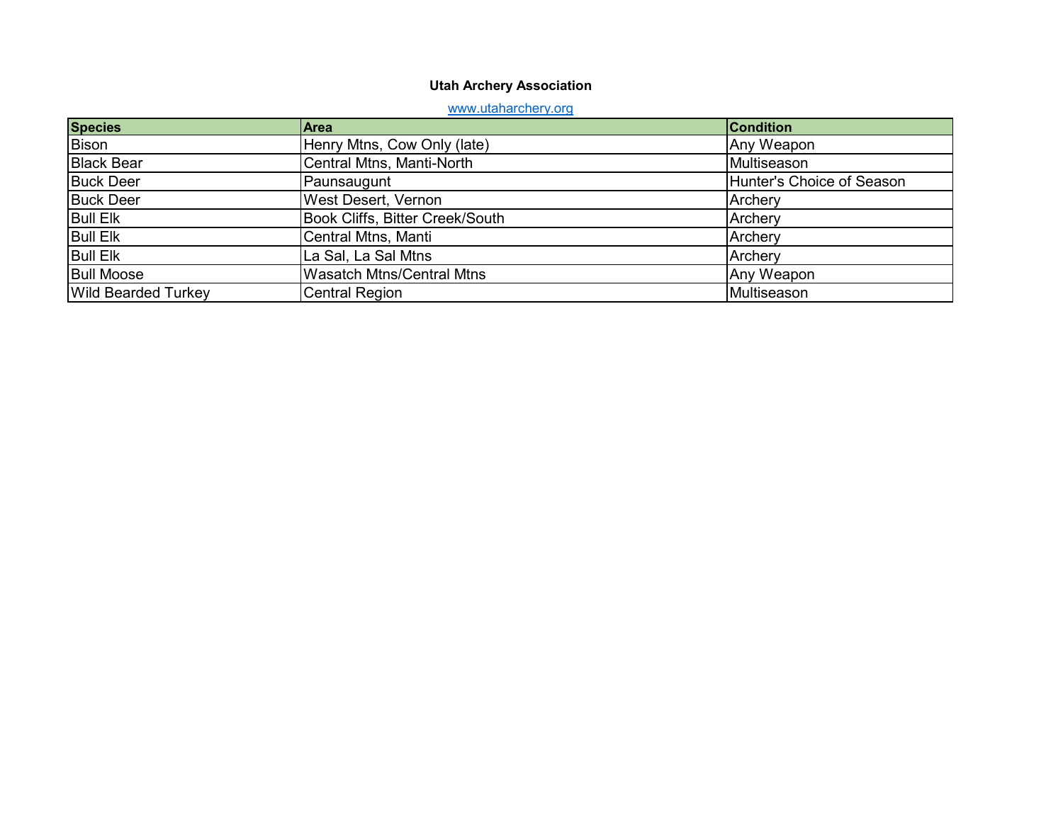**Utah Archery Association**

www.utaharchery.org

| Species | Area | Condition |
|---|---|---|
| Bison | Henry Mtns, Cow Only (late) | Any Weapon |
| Black Bear | Central Mtns, Manti-North | Multiseason |
| Buck Deer | Paunsaugunt | Hunter's Choice of Season |
| Buck Deer | West Desert, Vernon | Archery |
| Bull Elk | Book Cliffs, Bitter Creek/South | Archery |
| Bull Elk | Central Mtns, Manti | Archery |
| Bull Elk | La Sal, La Sal Mtns | Archery |
| Bull Moose | Wasatch Mtns/Central Mtns | Any Weapon |
| Wild Bearded Turkey | Central Region | Multiseason |